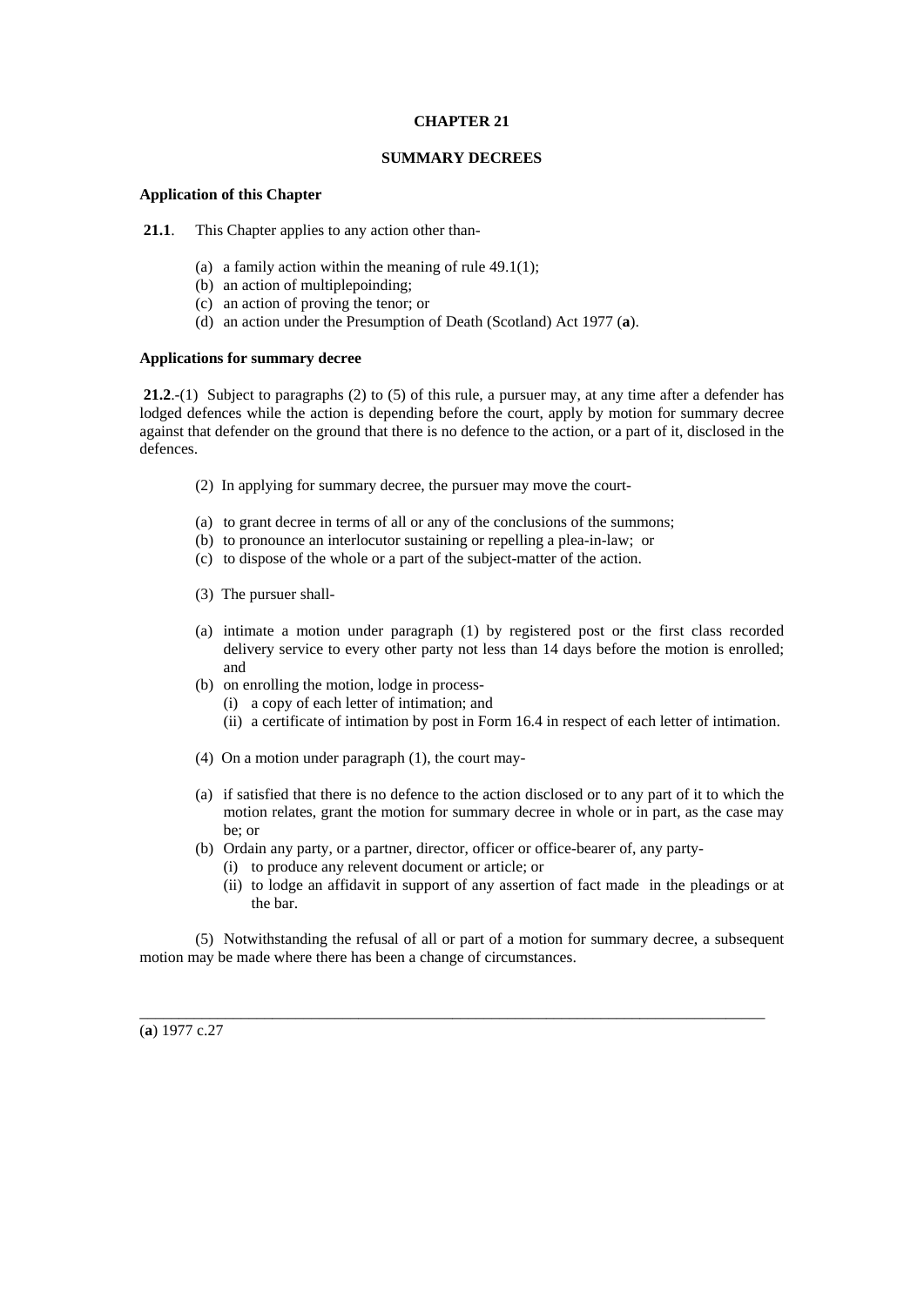# CHAPTER 21

## SUMMARY DECREES

### Application of this Chapter

**21.1**. This Chapter applies to any action other than-

(a) a family action within the meaning of rule 49.1(1);
(b) an action of multiplepoinding;
(c) an action of proving the tenor; or
(d) an action under the Presumption of Death (Scotland) Act 1977 (**a**).

### Applications for summary decree

**21.2**.-(1) Subject to paragraphs (2) to (5) of this rule, a pursuer may, at any time after a defender has lodged defences while the action is depending before the court, apply by motion for summary decree against that defender on the ground that there is no defence to the action, or a part of it, disclosed in the defences.

(2) In applying for summary decree, the pursuer may move the court-

(a) to grant decree in terms of all or any of the conclusions of the summons;
(b) to pronounce an interlocutor sustaining or repelling a plea-in-law; or
(c) to dispose of the whole or a part of the subject-matter of the action.

(3) The pursuer shall-

(a) intimate a motion under paragraph (1) by registered post or the first class recorded delivery service to every other party not less than 14 days before the motion is enrolled; and
(b) on enrolling the motion, lodge in process-
    (i) a copy of each letter of intimation; and
    (ii) a certificate of intimation by post in Form 16.4 in respect of each letter of intimation.

(4) On a motion under paragraph (1), the court may-

(a) if satisfied that there is no defence to the action disclosed or to any part of it to which the motion relates, grant the motion for summary decree in whole or in part, as the case may be; or
(b) Ordain any party, or a partner, director, officer or office-bearer of, any party-
    (i) to produce any relevent document or article; or
    (ii) to lodge an affidavit in support of any assertion of fact made in the pleadings or at the bar.

(5) Notwithstanding the refusal of all or part of a motion for summary decree, a subsequent motion may be made where there has been a change of circumstances.

---

(**a**) 1977 c.27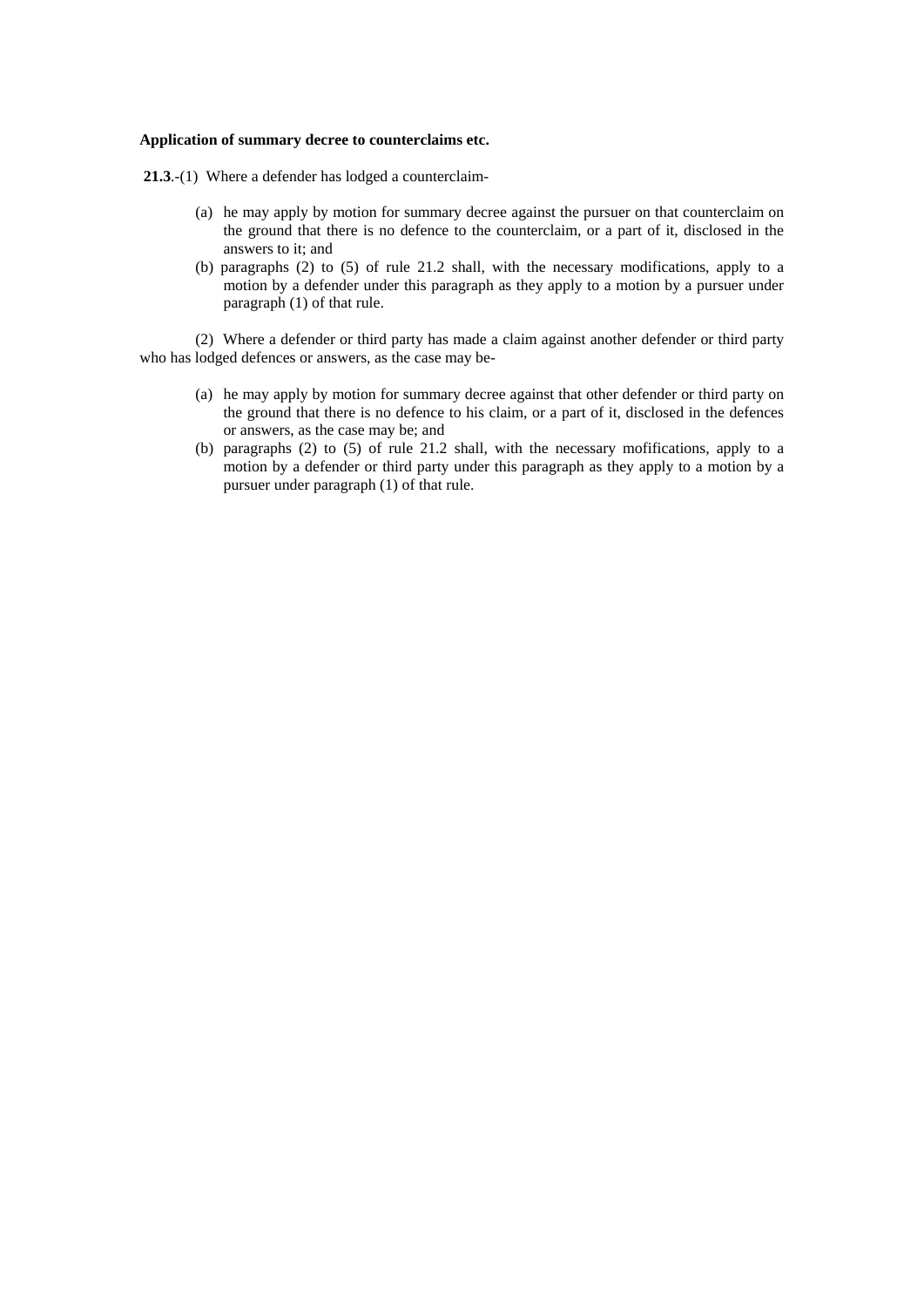**Application of summary decree to counterclaims etc.**

**21.3**.-(1) Where a defender has lodged a counterclaim-

(a) he may apply by motion for summary decree against the pursuer on that counterclaim on the ground that there is no defence to the counterclaim, or a part of it, disclosed in the answers to it; and

(b) paragraphs (2) to (5) of rule 21.2 shall, with the necessary modifications, apply to a motion by a defender under this paragraph as they apply to a motion by a pursuer under paragraph (1) of that rule.

(2) Where a defender or third party has made a claim against another defender or third party who has lodged defences or answers, as the case may be-

(a) he may apply by motion for summary decree against that other defender or third party on the ground that there is no defence to his claim, or a part of it, disclosed in the defences or answers, as the case may be; and

(b) paragraphs (2) to (5) of rule 21.2 shall, with the necessary mofifications, apply to a motion by a defender or third party under this paragraph as they apply to a motion by a pursuer under paragraph (1) of that rule.